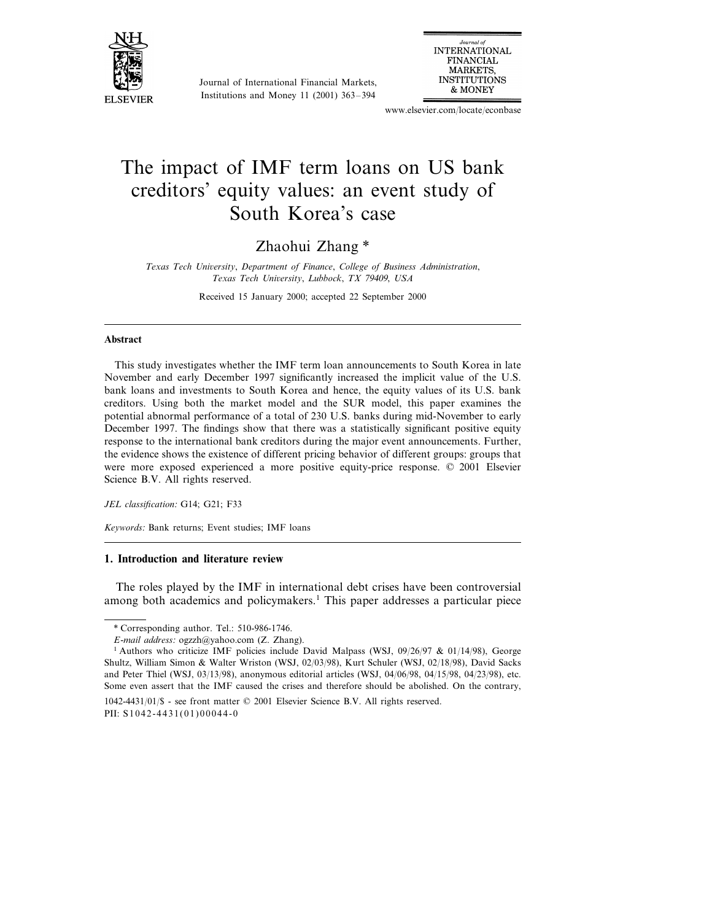# The impact of IMF term loans on US bank creditors' equity values: an event study of South Korea's case

Zhaohui Zhang *

*Texas Tech University, Department of Finance, College of Business Administration, Texas Tech University, Lubbock, TX 79409, USA*

Received 15 January 2000; accepted 22 September 2000

---

**Abstract**

This study investigates whether the IMF term loan announcements to South Korea in late November and early December 1997 significantly increased the implicit value of the U.S. bank loans and investments to South Korea and hence, the equity values of its U.S. bank creditors. Using both the market model and the SUR model, this paper examines the potential abnormal performance of a total of 230 U.S. banks during mid-November to early December 1997. The findings show that there was a statistically significant positive equity response to the international bank creditors during the major event announcements. Further, the evidence shows the existence of different pricing behavior of different groups: groups that were more exposed experienced a more positive equity-price response. © 2001 Elsevier Science B.V. All rights reserved.

*JEL classification:* G14; G21; F33

*Keywords:* Bank returns; Event studies; IMF loans

---

## 1. Introduction and literature review

The roles played by the IMF in international debt crises have been controversial among both academics and policymakers.[1] This paper addresses a particular piece

---

\* Corresponding author. Tel.: 510-986-1746.

*E-mail address:* ogzzh@yahoo.com (Z. Zhang).

[1] Authors who criticize IMF policies include David Malpass (WSJ, 09/26/97 & 01/14/98), George Shultz, William Simon & Walter Wriston (WSJ, 02/03/98), Kurt Schuler (WSJ, 02/18/98), David Sacks and Peter Thiel (WSJ, 03/13/98), anonymous editorial articles (WSJ, 04/06/98, 04/15/98, 04/23/98), etc. Some even assert that the IMF caused the crises and therefore should be abolished. On the contrary,

1042-4431/01/$ - see front matter © 2001 Elsevier Science B.V. All rights reserved.
PII: S1042-4431(01)00044-0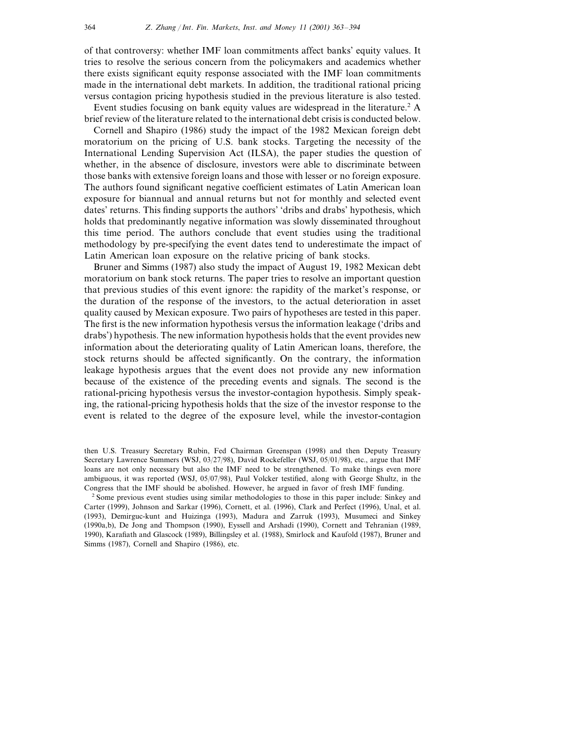of that controversy: whether IMF loan commitments affect banks' equity values. It tries to resolve the serious concern from the policymakers and academics whether there exists significant equity response associated with the IMF loan commitments made in the international debt markets. In addition, the traditional rational pricing versus contagion pricing hypothesis studied in the previous literature is also tested.

Event studies focusing on bank equity values are widespread in the literature.[2] A brief review of the literature related to the international debt crisis is conducted below.

Cornell and Shapiro (1986) study the impact of the 1982 Mexican foreign debt moratorium on the pricing of U.S. bank stocks. Targeting the necessity of the International Lending Supervision Act (ILSA), the paper studies the question of whether, in the absence of disclosure, investors were able to discriminate between those banks with extensive foreign loans and those with lesser or no foreign exposure. The authors found significant negative coefficient estimates of Latin American loan exposure for biannual and annual returns but not for monthly and selected event dates' returns. This finding supports the authors' 'dribs and drabs' hypothesis, which holds that predominantly negative information was slowly disseminated throughout this time period. The authors conclude that event studies using the traditional methodology by pre-specifying the event dates tend to underestimate the impact of Latin American loan exposure on the relative pricing of bank stocks.

Bruner and Simms (1987) also study the impact of August 19, 1982 Mexican debt moratorium on bank stock returns. The paper tries to resolve an important question that previous studies of this event ignore: the rapidity of the market's response, or the duration of the response of the investors, to the actual deterioration in asset quality caused by Mexican exposure. Two pairs of hypotheses are tested in this paper. The first is the new information hypothesis versus the information leakage ('dribs and drabs') hypothesis. The new information hypothesis holds that the event provides new information about the deteriorating quality of Latin American loans, therefore, the stock returns should be affected significantly. On the contrary, the information leakage hypothesis argues that the event does not provide any new information because of the existence of the preceding events and signals. The second is the rational-pricing hypothesis versus the investor-contagion hypothesis. Simply speaking, the rational-pricing hypothesis holds that the size of the investor response to the event is related to the degree of the exposure level, while the investor-contagion

then U.S. Treasury Secretary Rubin, Fed Chairman Greenspan (1998) and then Deputy Treasury Secretary Lawrence Summers (WSJ, 03/27/98), David Rockefeller (WSJ, 05/01/98), etc., argue that IMF loans are not only necessary but also the IMF need to be strengthened. To make things even more ambiguous, it was reported (WSJ, 05/07/98), Paul Volcker testified, along with George Shultz, in the Congress that the IMF should be abolished. However, he argued in favor of fresh IMF funding.

[2] Some previous event studies using similar methodologies to those in this paper include: Sinkey and Carter (1999), Johnson and Sarkar (1996), Cornett, et al. (1996), Clark and Perfect (1996), Unal, et al. (1993), Demirguc-kunt and Huizinga (1993), Madura and Zarruk (1993), Musumeci and Sinkey (1990a,b), De Jong and Thompson (1990), Eyssell and Arshadi (1990), Cornett and Tehranian (1989, 1990), Karafiath and Glascock (1989), Billingsley et al. (1988), Smirlock and Kaufold (1987), Bruner and Simms (1987), Cornell and Shapiro (1986), etc.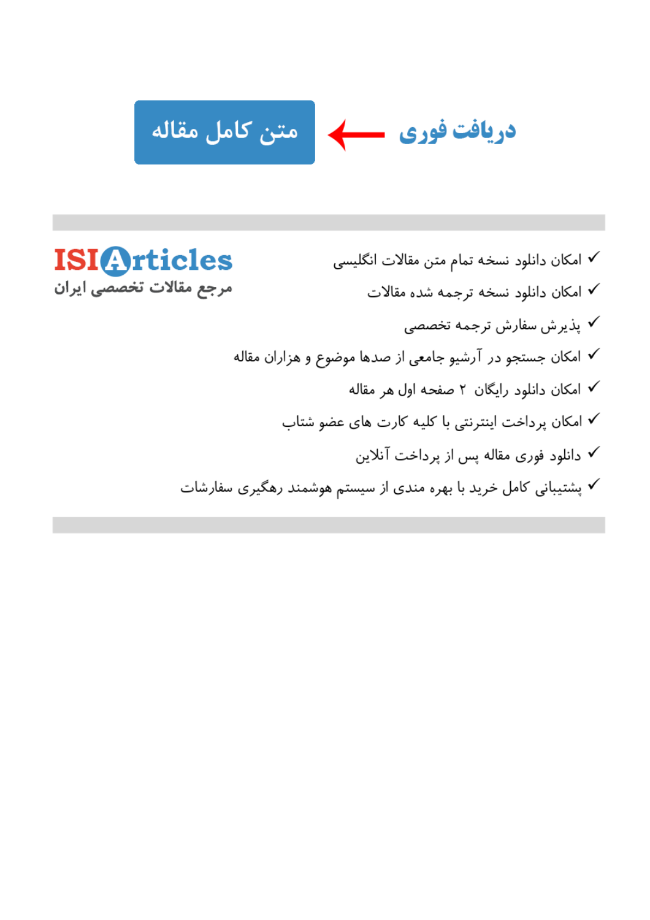دریافت فوری ← **متن کامل مقاله**

**ISIArticles**
مرجع مقالات تخصصی ایران

- ✓ امکان دانلود نسخه تمام متن مقالات انگلیسی
- ✓ امکان دانلود نسخه ترجمه شده مقالات
- ✓ پذیرش سفارش ترجمه تخصصی
- ✓ امکان جستجو در آرشیو جامعی از صدها موضوع و هزاران مقاله
- ✓ امکان دانلود رایگان ۲ صفحه اول هر مقاله
- ✓ امکان پرداخت اینترنتی با کلیه کارت های عضو شتاب
- ✓ دانلود فوری مقاله پس از پرداخت آنلاین
- ✓ پشتیبانی کامل خرید با بهره مندی از سیستم هوشمند رهگیری سفارشات